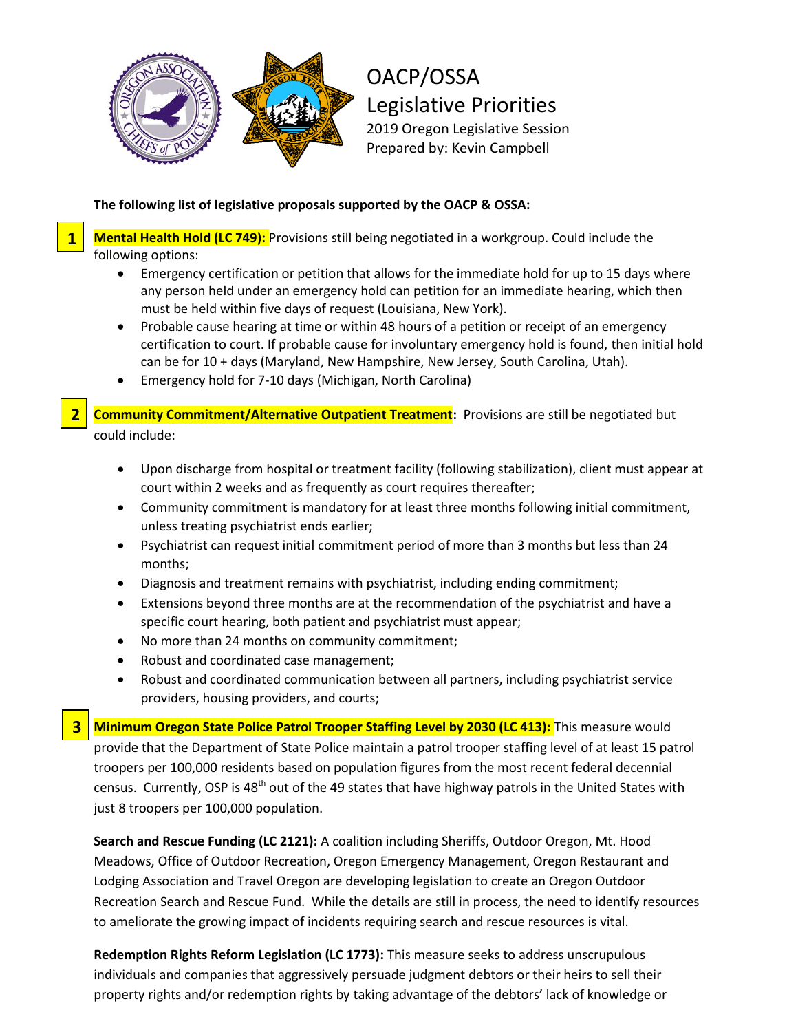# OACP/OSSA Legislative Priorities

2019 Oregon Legislative Session
Prepared by: Kevin Campbell

**The following list of legislative proposals supported by the OACP & OSSA:**

**1** **Mental Health Hold (LC 749):** Provisions still being negotiated in a workgroup. Could include the following options:

- Emergency certification or petition that allows for the immediate hold for up to 15 days where any person held under an emergency hold can petition for an immediate hearing, which then must be held within five days of request (Louisiana, New York).
- Probable cause hearing at time or within 48 hours of a petition or receipt of an emergency certification to court. If probable cause for involuntary emergency hold is found, then initial hold can be for 10 + days (Maryland, New Hampshire, New Jersey, South Carolina, Utah).
- Emergency hold for 7-10 days (Michigan, North Carolina)

**2** **Community Commitment/Alternative Outpatient Treatment:** Provisions are still be negotiated but could include:

- Upon discharge from hospital or treatment facility (following stabilization), client must appear at court within 2 weeks and as frequently as court requires thereafter;
- Community commitment is mandatory for at least three months following initial commitment, unless treating psychiatrist ends earlier;
- Psychiatrist can request initial commitment period of more than 3 months but less than 24 months;
- Diagnosis and treatment remains with psychiatrist, including ending commitment;
- Extensions beyond three months are at the recommendation of the psychiatrist and have a specific court hearing, both patient and psychiatrist must appear;
- No more than 24 months on community commitment;
- Robust and coordinated case management;
- Robust and coordinated communication between all partners, including psychiatrist service providers, housing providers, and courts;

**3** **Minimum Oregon State Police Patrol Trooper Staffing Level by 2030 (LC 413):** This measure would provide that the Department of State Police maintain a patrol trooper staffing level of at least 15 patrol troopers per 100,000 residents based on population figures from the most recent federal decennial census. Currently, OSP is 48th out of the 49 states that have highway patrols in the United States with just 8 troopers per 100,000 population.

**Search and Rescue Funding (LC 2121):** A coalition including Sheriffs, Outdoor Oregon, Mt. Hood Meadows, Office of Outdoor Recreation, Oregon Emergency Management, Oregon Restaurant and Lodging Association and Travel Oregon are developing legislation to create an Oregon Outdoor Recreation Search and Rescue Fund. While the details are still in process, the need to identify resources to ameliorate the growing impact of incidents requiring search and rescue resources is vital.

**Redemption Rights Reform Legislation (LC 1773):** This measure seeks to address unscrupulous individuals and companies that aggressively persuade judgment debtors or their heirs to sell their property rights and/or redemption rights by taking advantage of the debtors' lack of knowledge or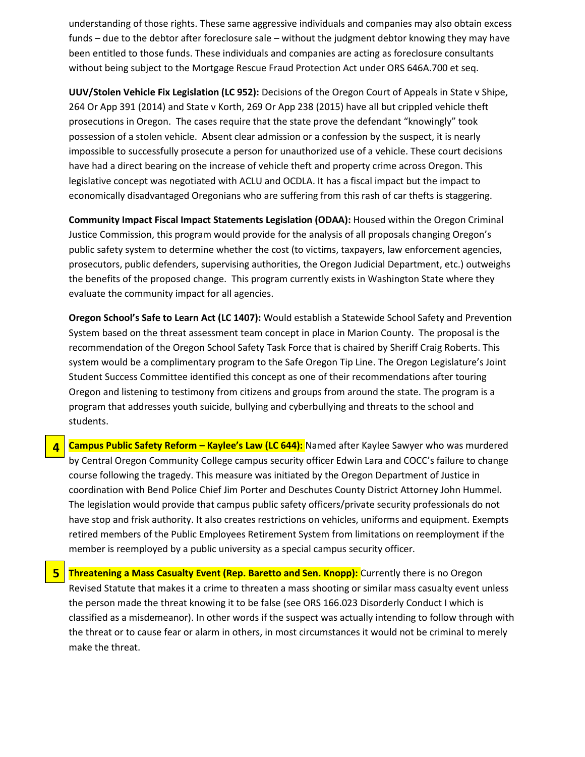understanding of those rights. These same aggressive individuals and companies may also obtain excess funds – due to the debtor after foreclosure sale – without the judgment debtor knowing they may have been entitled to those funds. These individuals and companies are acting as foreclosure consultants without being subject to the Mortgage Rescue Fraud Protection Act under ORS 646A.700 et seq.

**UUV/Stolen Vehicle Fix Legislation (LC 952):** Decisions of the Oregon Court of Appeals in State v Shipe, 264 Or App 391 (2014) and State v Korth, 269 Or App 238 (2015) have all but crippled vehicle theft prosecutions in Oregon. The cases require that the state prove the defendant "knowingly" took possession of a stolen vehicle. Absent clear admission or a confession by the suspect, it is nearly impossible to successfully prosecute a person for unauthorized use of a vehicle. These court decisions have had a direct bearing on the increase of vehicle theft and property crime across Oregon. This legislative concept was negotiated with ACLU and OCDLA. It has a fiscal impact but the impact to economically disadvantaged Oregonians who are suffering from this rash of car thefts is staggering.

**Community Impact Fiscal Impact Statements Legislation (ODAA):** Housed within the Oregon Criminal Justice Commission, this program would provide for the analysis of all proposals changing Oregon's public safety system to determine whether the cost (to victims, taxpayers, law enforcement agencies, prosecutors, public defenders, supervising authorities, the Oregon Judicial Department, etc.) outweighs the benefits of the proposed change. This program currently exists in Washington State where they evaluate the community impact for all agencies.

**Oregon School's Safe to Learn Act (LC 1407):** Would establish a Statewide School Safety and Prevention System based on the threat assessment team concept in place in Marion County. The proposal is the recommendation of the Oregon School Safety Task Force that is chaired by Sheriff Craig Roberts. This system would be a complimentary program to the Safe Oregon Tip Line. The Oregon Legislature's Joint Student Success Committee identified this concept as one of their recommendations after touring Oregon and listening to testimony from citizens and groups from around the state. The program is a program that addresses youth suicide, bullying and cyberbullying and threats to the school and students.

**4** **Campus Public Safety Reform – Kaylee's Law (LC 644):** Named after Kaylee Sawyer who was murdered by Central Oregon Community College campus security officer Edwin Lara and COCC's failure to change course following the tragedy. This measure was initiated by the Oregon Department of Justice in coordination with Bend Police Chief Jim Porter and Deschutes County District Attorney John Hummel. The legislation would provide that campus public safety officers/private security professionals do not have stop and frisk authority. It also creates restrictions on vehicles, uniforms and equipment. Exempts retired members of the Public Employees Retirement System from limitations on reemployment if the member is reemployed by a public university as a special campus security officer.

**5** **Threatening a Mass Casualty Event (Rep. Baretto and Sen. Knopp):** Currently there is no Oregon Revised Statute that makes it a crime to threaten a mass shooting or similar mass casualty event unless the person made the threat knowing it to be false (see ORS 166.023 Disorderly Conduct I which is classified as a misdemeanor). In other words if the suspect was actually intending to follow through with the threat or to cause fear or alarm in others, in most circumstances it would not be criminal to merely make the threat.